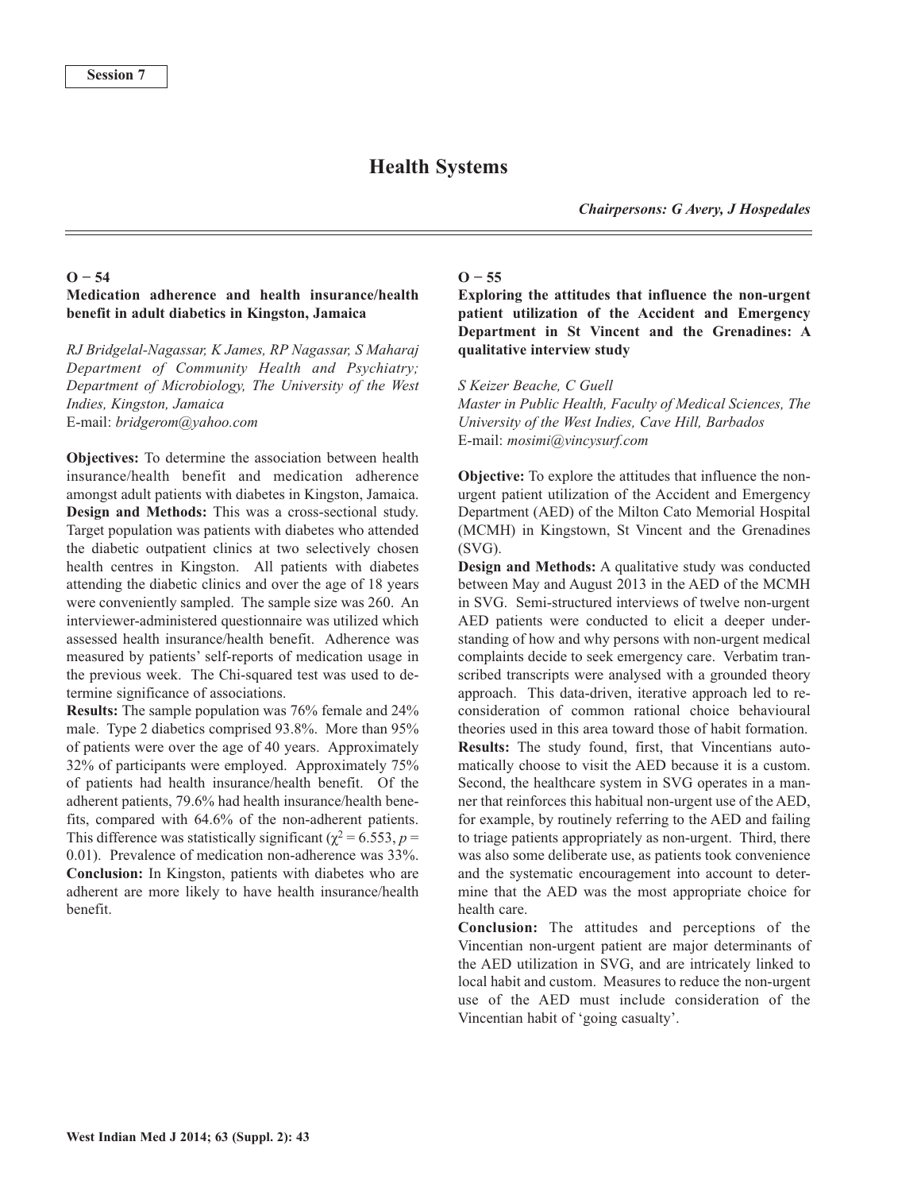Session 7

# Health Systems

***Chairpersons: G Avery, J Hospedales***

## O − 54

### Medication adherence and health insurance/health benefit in adult diabetics in Kingston, Jamaica

*RJ Bridgelal-Nagassar, K James, RP Nagassar, S Maharaj*
*Department of Community Health and Psychiatry; Department of Microbiology, The University of the West Indies, Kingston, Jamaica*
E-mail: *bridgerom@yahoo.com*

**Objectives:** To determine the association between health insurance/health benefit and medication adherence amongst adult patients with diabetes in Kingston, Jamaica.
**Design and Methods:** This was a cross-sectional study. Target population was patients with diabetes who attended the diabetic outpatient clinics at two selectively chosen health centres in Kingston. All patients with diabetes attending the diabetic clinics and over the age of 18 years were conveniently sampled. The sample size was 260. An interviewer-administered questionnaire was utilized which assessed health insurance/health benefit. Adherence was measured by patients' self-reports of medication usage in the previous week. The Chi-squared test was used to determine significance of associations.
**Results:** The sample population was 76% female and 24% male. Type 2 diabetics comprised 93.8%. More than 95% of patients were over the age of 40 years. Approximately 32% of participants were employed. Approximately 75% of patients had health insurance/health benefit. Of the adherent patients, 79.6% had health insurance/health benefits, compared with 64.6% of the non-adherent patients. This difference was statistically significant ($\chi^2 = 6.553$, $p = 0.01$). Prevalence of medication non-adherence was 33%.
**Conclusion:** In Kingston, patients with diabetes who are adherent are more likely to have health insurance/health benefit.

## O − 55

### Exploring the attitudes that influence the non-urgent patient utilization of the Accident and Emergency Department in St Vincent and the Grenadines: A qualitative interview study

*S Keizer Beache, C Guell*
*Master in Public Health, Faculty of Medical Sciences, The University of the West Indies, Cave Hill, Barbados*
E-mail: *mosimi@vincysurf.com*

**Objective:** To explore the attitudes that influence the non-urgent patient utilization of the Accident and Emergency Department (AED) of the Milton Cato Memorial Hospital (MCMH) in Kingstown, St Vincent and the Grenadines (SVG).
**Design and Methods:** A qualitative study was conducted between May and August 2013 in the AED of the MCMH in SVG. Semi-structured interviews of twelve non-urgent AED patients were conducted to elicit a deeper understanding of how and why persons with non-urgent medical complaints decide to seek emergency care. Verbatim transcribed transcripts were analysed with a grounded theory approach. This data-driven, iterative approach led to reconsideration of common rational choice behavioural theories used in this area toward those of habit formation.
**Results:** The study found, first, that Vincentians automatically choose to visit the AED because it is a custom. Second, the healthcare system in SVG operates in a manner that reinforces this habitual non-urgent use of the AED, for example, by routinely referring to the AED and failing to triage patients appropriately as non-urgent. Third, there was also some deliberate use, as patients took convenience and the systematic encouragement into account to determine that the AED was the most appropriate choice for health care.
**Conclusion:** The attitudes and perceptions of the Vincentian non-urgent patient are major determinants of the AED utilization in SVG, and are intricately linked to local habit and custom. Measures to reduce the non-urgent use of the AED must include consideration of the Vincentian habit of 'going casualty'.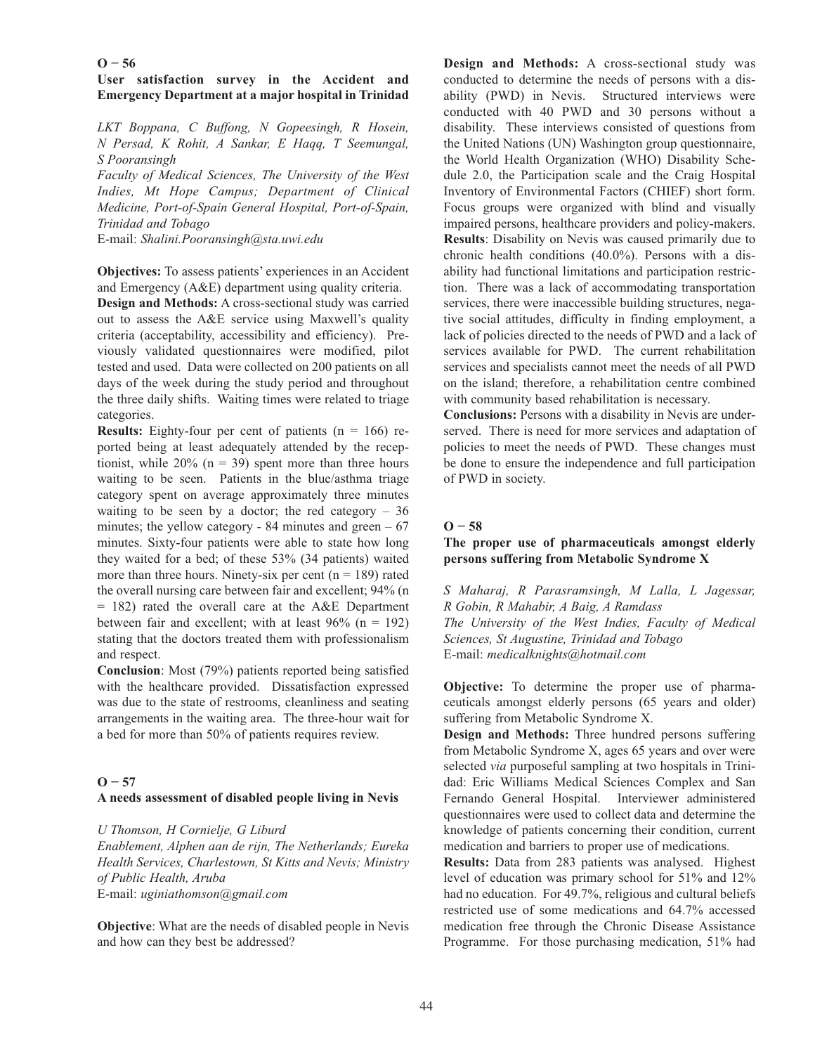## O − 56

### User satisfaction survey in the Accident and Emergency Department at a major hospital in Trinidad

*LKT Boppana, C Buffong, N Gopeesingh, R Hosein, N Persad, K Rohit, A Sankar, E Haqq, T Seemungal, S Pooransingh*

*Faculty of Medical Sciences, The University of the West Indies, Mt Hope Campus; Department of Clinical Medicine, Port-of-Spain General Hospital, Port-of-Spain, Trinidad and Tobago*

E-mail: *Shalini.Pooransingh@sta.uwi.edu*

**Objectives:** To assess patients' experiences in an Accident and Emergency (A&E) department using quality criteria.

**Design and Methods:** A cross-sectional study was carried out to assess the A&E service using Maxwell's quality criteria (acceptability, accessibility and efficiency). Previously validated questionnaires were modified, pilot tested and used. Data were collected on 200 patients on all days of the week during the study period and throughout the three daily shifts. Waiting times were related to triage categories.

**Results:** Eighty-four per cent of patients (n = 166) reported being at least adequately attended by the receptionist, while 20% (n = 39) spent more than three hours waiting to be seen. Patients in the blue/asthma triage category spent on average approximately three minutes waiting to be seen by a doctor; the red category – 36 minutes; the yellow category - 84 minutes and green – 67 minutes. Sixty-four patients were able to state how long they waited for a bed; of these 53% (34 patients) waited more than three hours. Ninety-six per cent (n = 189) rated the overall nursing care between fair and excellent; 94% (n = 182) rated the overall care at the A&E Department between fair and excellent; with at least 96% (n = 192) stating that the doctors treated them with professionalism and respect.

**Conclusion**: Most (79%) patients reported being satisfied with the healthcare provided. Dissatisfaction expressed was due to the state of restrooms, cleanliness and seating arrangements in the waiting area. The three-hour wait for a bed for more than 50% of patients requires review.

## O − 57

### A needs assessment of disabled people living in Nevis

*U Thomson, H Cornielje, G Liburd*

*Enablement, Alphen aan de rijn, The Netherlands; Eureka Health Services, Charlestown, St Kitts and Nevis; Ministry of Public Health, Aruba*

E-mail: *uginiathomson@gmail.com*

**Objective**: What are the needs of disabled people in Nevis and how can they best be addressed?

**Design and Methods:** A cross-sectional study was conducted to determine the needs of persons with a disability (PWD) in Nevis. Structured interviews were conducted with 40 PWD and 30 persons without a disability. These interviews consisted of questions from the United Nations (UN) Washington group questionnaire, the World Health Organization (WHO) Disability Schedule 2.0, the Participation scale and the Craig Hospital Inventory of Environmental Factors (CHIEF) short form. Focus groups were organized with blind and visually impaired persons, healthcare providers and policy-makers.

**Results**: Disability on Nevis was caused primarily due to chronic health conditions (40.0%). Persons with a disability had functional limitations and participation restriction. There was a lack of accommodating transportation services, there were inaccessible building structures, negative social attitudes, difficulty in finding employment, a lack of policies directed to the needs of PWD and a lack of services available for PWD. The current rehabilitation services and specialists cannot meet the needs of all PWD on the island; therefore, a rehabilitation centre combined with community based rehabilitation is necessary.

**Conclusions:** Persons with a disability in Nevis are underserved. There is need for more services and adaptation of policies to meet the needs of PWD. These changes must be done to ensure the independence and full participation of PWD in society.

## O − 58

### The proper use of pharmaceuticals amongst elderly persons suffering from Metabolic Syndrome X

*S Maharaj, R Parasramsingh, M Lalla, L Jagessar, R Gobin, R Mahabir, A Baig, A Ramdass*

*The University of the West Indies, Faculty of Medical Sciences, St Augustine, Trinidad and Tobago*

E-mail: *medicalknights@hotmail.com*

**Objective:** To determine the proper use of pharmaceuticals amongst elderly persons (65 years and older) suffering from Metabolic Syndrome X.

**Design and Methods:** Three hundred persons suffering from Metabolic Syndrome X, ages 65 years and over were selected *via* purposeful sampling at two hospitals in Trinidad: Eric Williams Medical Sciences Complex and San Fernando General Hospital. Interviewer administered questionnaires were used to collect data and determine the knowledge of patients concerning their condition, current medication and barriers to proper use of medications.

**Results:** Data from 283 patients was analysed. Highest level of education was primary school for 51% and 12% had no education. For 49.7%, religious and cultural beliefs restricted use of some medications and 64.7% accessed medication free through the Chronic Disease Assistance Programme. For those purchasing medication, 51% had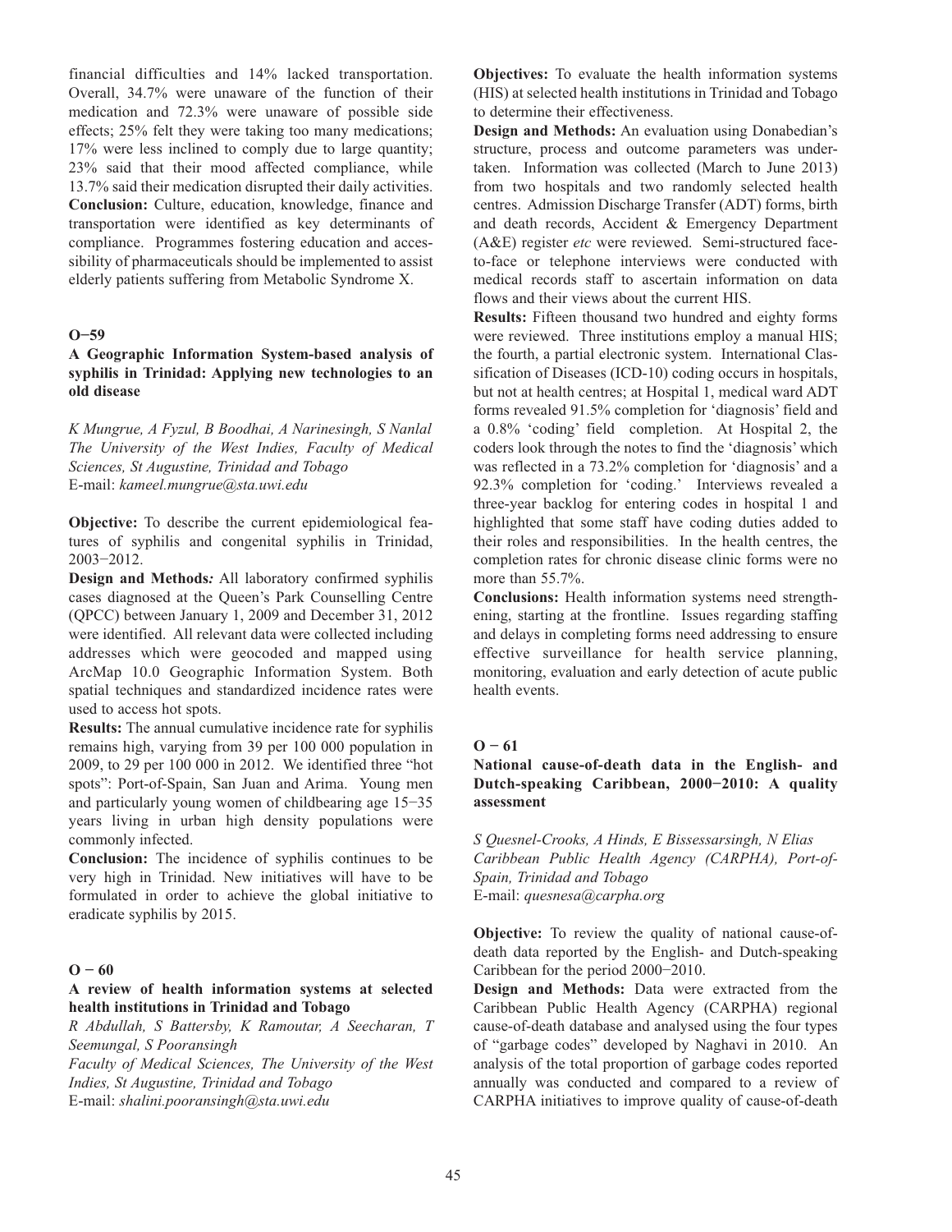financial difficulties and 14% lacked transportation. Overall, 34.7% were unaware of the function of their medication and 72.3% were unaware of possible side effects; 25% felt they were taking too many medications; 17% were less inclined to comply due to large quantity; 23% said that their mood affected compliance, while 13.7% said their medication disrupted their daily activities.

**Conclusion:** Culture, education, knowledge, finance and transportation were identified as key determinants of compliance. Programmes fostering education and accessibility of pharmaceuticals should be implemented to assist elderly patients suffering from Metabolic Syndrome X.

## O−59

### A Geographic Information System-based analysis of syphilis in Trinidad: Applying new technologies to an old disease

*K Mungrue, A Fyzul, B Boodhai, A Narinesingh, S Nanlal*
*The University of the West Indies, Faculty of Medical Sciences, St Augustine, Trinidad and Tobago*
E-mail: *kameel.mungrue@sta.uwi.edu*

**Objective:** To describe the current epidemiological features of syphilis and congenital syphilis in Trinidad, 2003−2012.

**Design and Methods:** All laboratory confirmed syphilis cases diagnosed at the Queen's Park Counselling Centre (QPCC) between January 1, 2009 and December 31, 2012 were identified. All relevant data were collected including addresses which were geocoded and mapped using ArcMap 10.0 Geographic Information System. Both spatial techniques and standardized incidence rates were used to access hot spots.

**Results:** The annual cumulative incidence rate for syphilis remains high, varying from 39 per 100 000 population in 2009, to 29 per 100 000 in 2012. We identified three "hot spots": Port-of-Spain, San Juan and Arima. Young men and particularly young women of childbearing age 15−35 years living in urban high density populations were commonly infected.

**Conclusion:** The incidence of syphilis continues to be very high in Trinidad. New initiatives will have to be formulated in order to achieve the global initiative to eradicate syphilis by 2015.

## O − 60

### A review of health information systems at selected health institutions in Trinidad and Tobago

*R Abdullah, S Battersby, K Ramoutar, A Seecharan, T Seemungal, S Pooransingh*
*Faculty of Medical Sciences, The University of the West Indies, St Augustine, Trinidad and Tobago*
E-mail: *shalini.pooransingh@sta.uwi.edu*

**Objectives:** To evaluate the health information systems (HIS) at selected health institutions in Trinidad and Tobago to determine their effectiveness.

**Design and Methods:** An evaluation using Donabedian's structure, process and outcome parameters was undertaken. Information was collected (March to June 2013) from two hospitals and two randomly selected health centres. Admission Discharge Transfer (ADT) forms, birth and death records, Accident & Emergency Department (A&E) register *etc* were reviewed. Semi-structured face-to-face or telephone interviews were conducted with medical records staff to ascertain information on data flows and their views about the current HIS.

**Results:** Fifteen thousand two hundred and eighty forms were reviewed. Three institutions employ a manual HIS; the fourth, a partial electronic system. International Classification of Diseases (ICD-10) coding occurs in hospitals, but not at health centres; at Hospital 1, medical ward ADT forms revealed 91.5% completion for 'diagnosis' field and a 0.8% 'coding' field completion. At Hospital 2, the coders look through the notes to find the 'diagnosis' which was reflected in a 73.2% completion for 'diagnosis' and a 92.3% completion for 'coding.' Interviews revealed a three-year backlog for entering codes in hospital 1 and highlighted that some staff have coding duties added to their roles and responsibilities. In the health centres, the completion rates for chronic disease clinic forms were no more than 55.7%.

**Conclusions:** Health information systems need strengthening, starting at the frontline. Issues regarding staffing and delays in completing forms need addressing to ensure effective surveillance for health service planning, monitoring, evaluation and early detection of acute public health events.

## O − 61

### National cause-of-death data in the English- and Dutch-speaking Caribbean, 2000−2010: A quality assessment

*S Quesnel-Crooks, A Hinds, E Bissessarsingh, N Elias*
*Caribbean Public Health Agency (CARPHA), Port-of-Spain, Trinidad and Tobago*
E-mail: *quesnesa@carpha.org*

**Objective:** To review the quality of national cause-of-death data reported by the English- and Dutch-speaking Caribbean for the period 2000−2010.

**Design and Methods:** Data were extracted from the Caribbean Public Health Agency (CARPHA) regional cause-of-death database and analysed using the four types of "garbage codes" developed by Naghavi in 2010. An analysis of the total proportion of garbage codes reported annually was conducted and compared to a review of CARPHA initiatives to improve quality of cause-of-death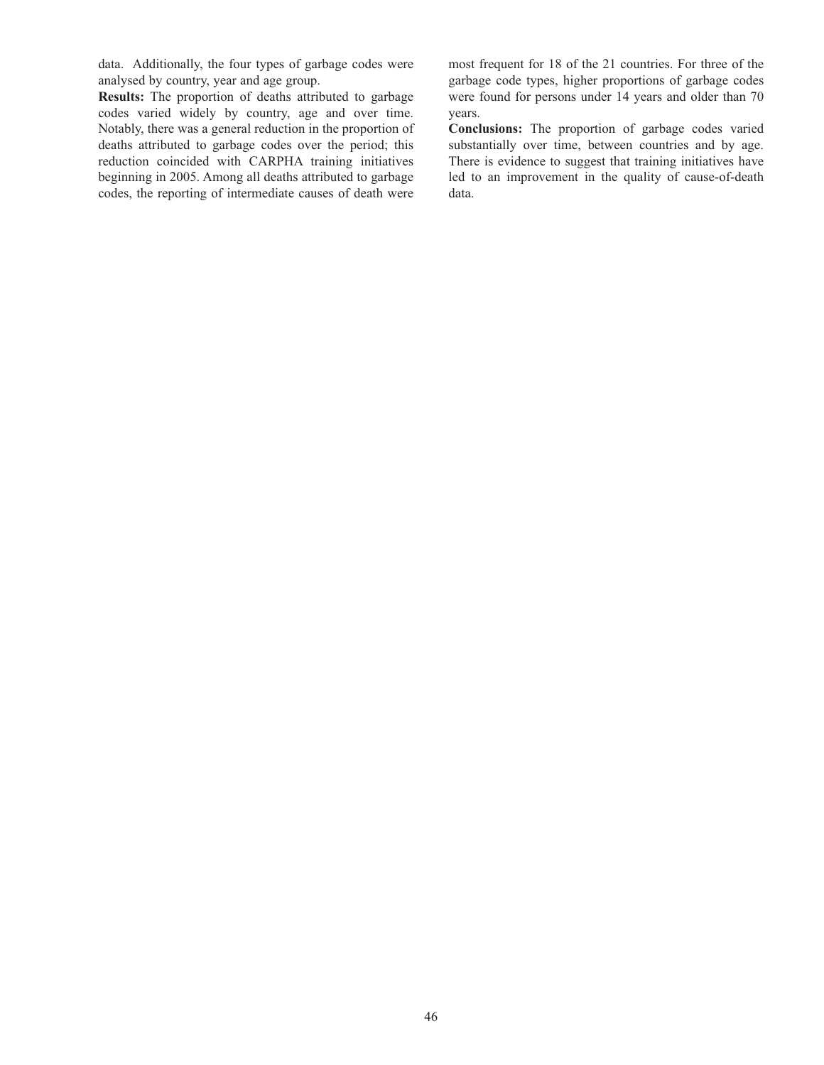data. Additionally, the four types of garbage codes were analysed by country, year and age group.

**Results:** The proportion of deaths attributed to garbage codes varied widely by country, age and over time. Notably, there was a general reduction in the proportion of deaths attributed to garbage codes over the period; this reduction coincided with CARPHA training initiatives beginning in 2005. Among all deaths attributed to garbage codes, the reporting of intermediate causes of death were most frequent for 18 of the 21 countries. For three of the garbage code types, higher proportions of garbage codes were found for persons under 14 years and older than 70 years.

**Conclusions:** The proportion of garbage codes varied substantially over time, between countries and by age. There is evidence to suggest that training initiatives have led to an improvement in the quality of cause-of-death data.